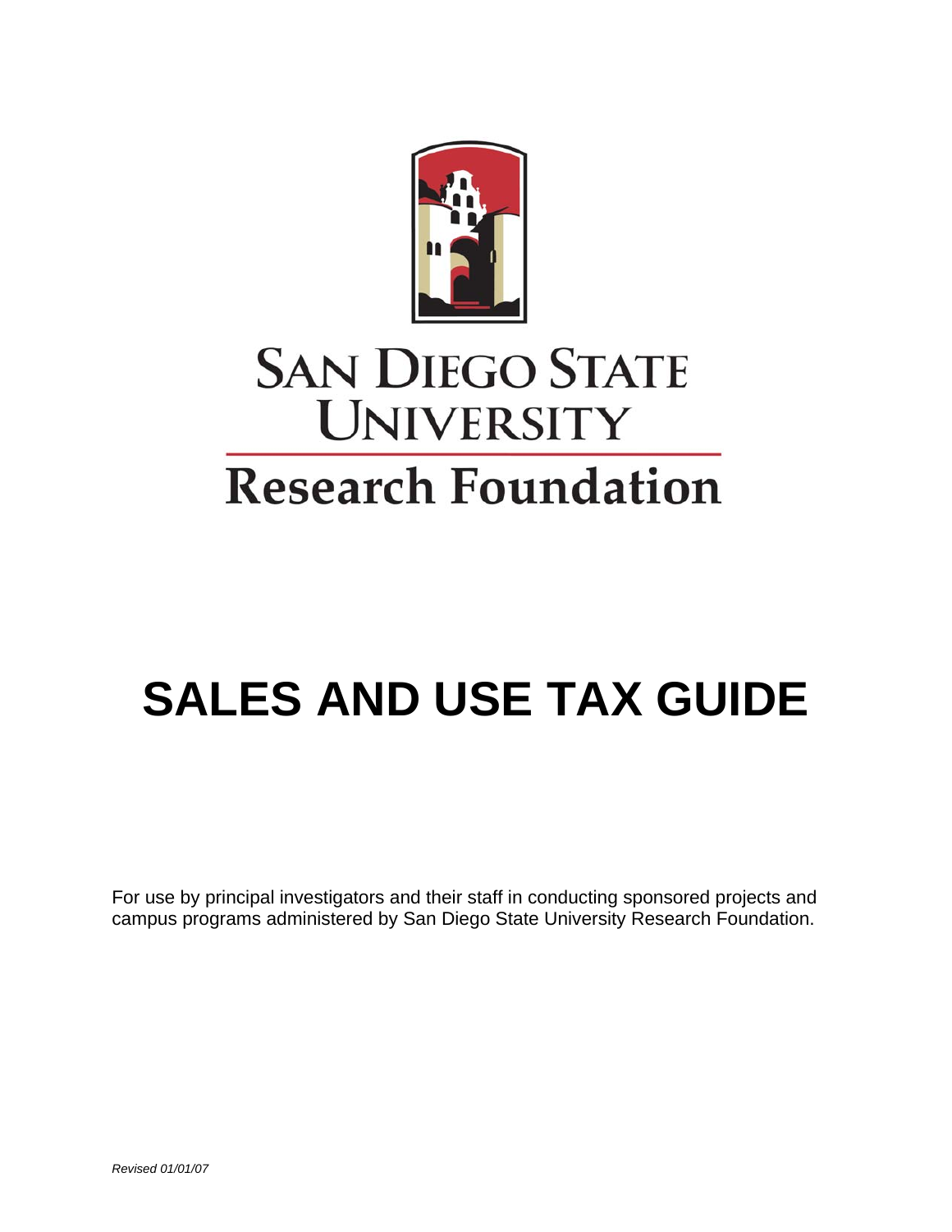# SAN DIEGO STATE UNIVERSITY

## Research Foundation

# SALES AND USE TAX GUIDE

For use by principal investigators and their staff in conducting sponsored projects and campus programs administered by San Diego State University Research Foundation.

*Revised 01/01/07*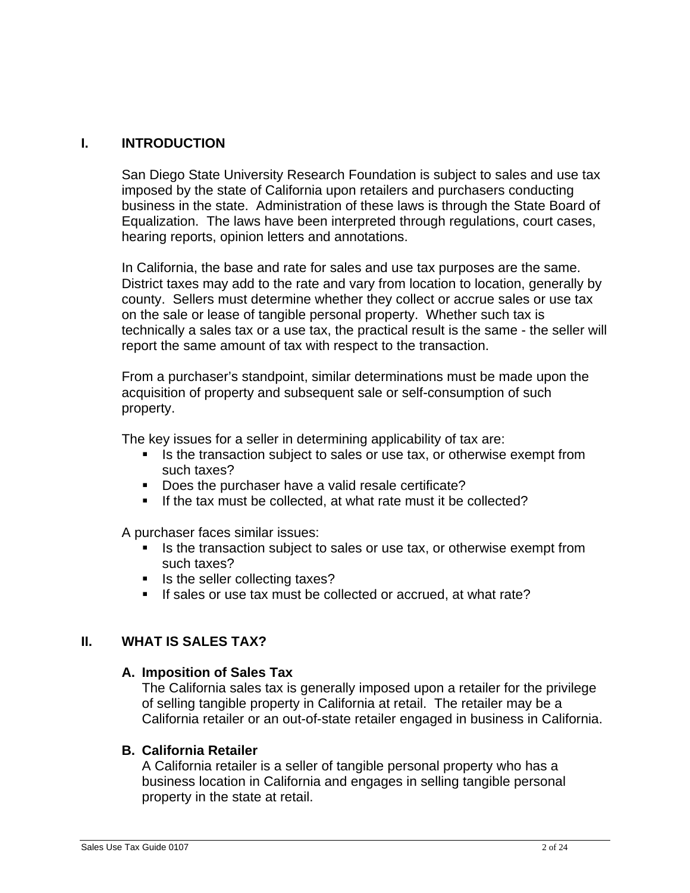# I. INTRODUCTION

San Diego State University Research Foundation is subject to sales and use tax imposed by the state of California upon retailers and purchasers conducting business in the state. Administration of these laws is through the State Board of Equalization. The laws have been interpreted through regulations, court cases, hearing reports, opinion letters and annotations.

In California, the base and rate for sales and use tax purposes are the same. District taxes may add to the rate and vary from location to location, generally by county. Sellers must determine whether they collect or accrue sales or use tax on the sale or lease of tangible personal property. Whether such tax is technically a sales tax or a use tax, the practical result is the same - the seller will report the same amount of tax with respect to the transaction.

From a purchaser's standpoint, similar determinations must be made upon the acquisition of property and subsequent sale or self-consumption of such property.

The key issues for a seller in determining applicability of tax are:

- Is the transaction subject to sales or use tax, or otherwise exempt from such taxes?
- Does the purchaser have a valid resale certificate?
- If the tax must be collected, at what rate must it be collected?

A purchaser faces similar issues:

- Is the transaction subject to sales or use tax, or otherwise exempt from such taxes?
- Is the seller collecting taxes?
- If sales or use tax must be collected or accrued, at what rate?

# II. WHAT IS SALES TAX?

## A. Imposition of Sales Tax

The California sales tax is generally imposed upon a retailer for the privilege of selling tangible property in California at retail. The retailer may be a California retailer or an out-of-state retailer engaged in business in California.

## B. California Retailer

A California retailer is a seller of tangible personal property who has a business location in California and engages in selling tangible personal property in the state at retail.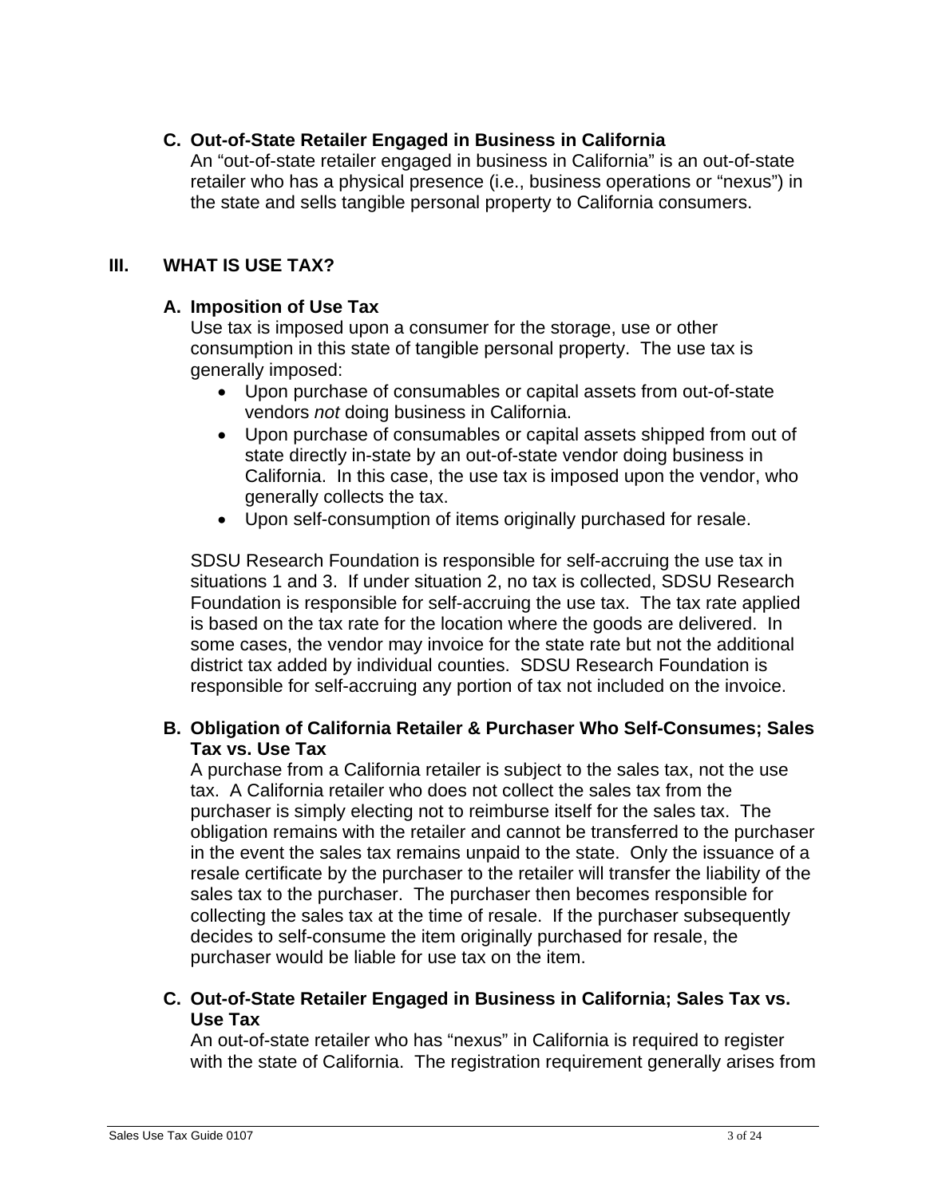### C. Out-of-State Retailer Engaged in Business in California

An "out-of-state retailer engaged in business in California" is an out-of-state retailer who has a physical presence (i.e., business operations or "nexus") in the state and sells tangible personal property to California consumers.

## III. WHAT IS USE TAX?

### A. Imposition of Use Tax

Use tax is imposed upon a consumer for the storage, use or other consumption in this state of tangible personal property. The use tax is generally imposed:

- Upon purchase of consumables or capital assets from out-of-state vendors *not* doing business in California.
- Upon purchase of consumables or capital assets shipped from out of state directly in-state by an out-of-state vendor doing business in California. In this case, the use tax is imposed upon the vendor, who generally collects the tax.
- Upon self-consumption of items originally purchased for resale.

SDSU Research Foundation is responsible for self-accruing the use tax in situations 1 and 3. If under situation 2, no tax is collected, SDSU Research Foundation is responsible for self-accruing the use tax. The tax rate applied is based on the tax rate for the location where the goods are delivered. In some cases, the vendor may invoice for the state rate but not the additional district tax added by individual counties. SDSU Research Foundation is responsible for self-accruing any portion of tax not included on the invoice.

### B. Obligation of California Retailer & Purchaser Who Self-Consumes; Sales Tax vs. Use Tax

A purchase from a California retailer is subject to the sales tax, not the use tax. A California retailer who does not collect the sales tax from the purchaser is simply electing not to reimburse itself for the sales tax. The obligation remains with the retailer and cannot be transferred to the purchaser in the event the sales tax remains unpaid to the state. Only the issuance of a resale certificate by the purchaser to the retailer will transfer the liability of the sales tax to the purchaser. The purchaser then becomes responsible for collecting the sales tax at the time of resale. If the purchaser subsequently decides to self-consume the item originally purchased for resale, the purchaser would be liable for use tax on the item.

### C. Out-of-State Retailer Engaged in Business in California; Sales Tax vs. Use Tax

An out-of-state retailer who has "nexus" in California is required to register with the state of California. The registration requirement generally arises from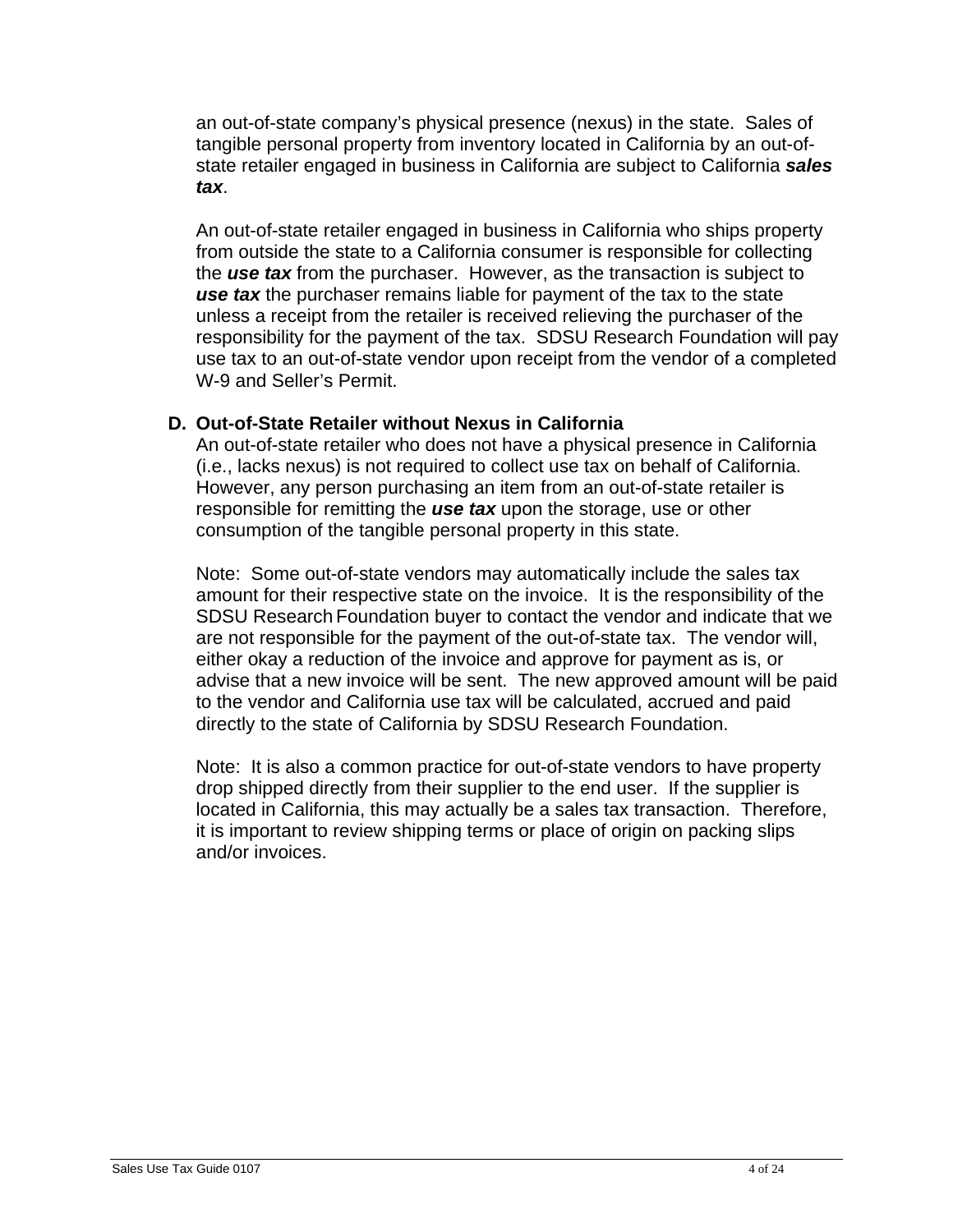an out-of-state company's physical presence (nexus) in the state. Sales of tangible personal property from inventory located in California by an out-of-state retailer engaged in business in California are subject to California ***sales tax***.

An out-of-state retailer engaged in business in California who ships property from outside the state to a California consumer is responsible for collecting the ***use tax*** from the purchaser. However, as the transaction is subject to ***use tax*** the purchaser remains liable for payment of the tax to the state unless a receipt from the retailer is received relieving the purchaser of the responsibility for the payment of the tax. SDSU Research Foundation will pay use tax to an out-of-state vendor upon receipt from the vendor of a completed W-9 and Seller's Permit.

**D. Out-of-State Retailer without Nexus in California**

An out-of-state retailer who does not have a physical presence in California (i.e., lacks nexus) is not required to collect use tax on behalf of California. However, any person purchasing an item from an out-of-state retailer is responsible for remitting the ***use tax*** upon the storage, use or other consumption of the tangible personal property in this state.

Note: Some out-of-state vendors may automatically include the sales tax amount for their respective state on the invoice. It is the responsibility of the SDSU Research Foundation buyer to contact the vendor and indicate that we are not responsible for the payment of the out-of-state tax. The vendor will, either okay a reduction of the invoice and approve for payment as is, or advise that a new invoice will be sent. The new approved amount will be paid to the vendor and California use tax will be calculated, accrued and paid directly to the state of California by SDSU Research Foundation.

Note: It is also a common practice for out-of-state vendors to have property drop shipped directly from their supplier to the end user. If the supplier is located in California, this may actually be a sales tax transaction. Therefore, it is important to review shipping terms or place of origin on packing slips and/or invoices.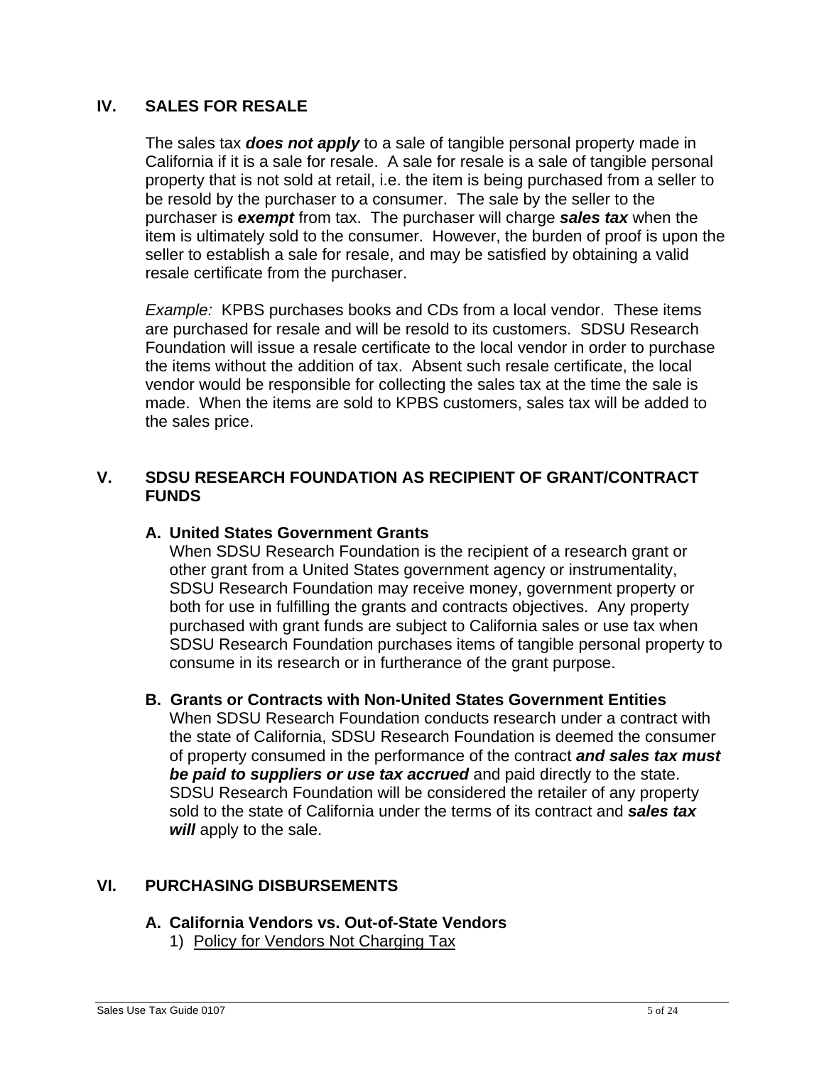## IV. SALES FOR RESALE

The sales tax ***does not apply*** to a sale of tangible personal property made in California if it is a sale for resale. A sale for resale is a sale of tangible personal property that is not sold at retail, i.e. the item is being purchased from a seller to be resold by the purchaser to a consumer. The sale by the seller to the purchaser is ***exempt*** from tax. The purchaser will charge ***sales tax*** when the item is ultimately sold to the consumer. However, the burden of proof is upon the seller to establish a sale for resale, and may be satisfied by obtaining a valid resale certificate from the purchaser.

*Example:* KPBS purchases books and CDs from a local vendor. These items are purchased for resale and will be resold to its customers. SDSU Research Foundation will issue a resale certificate to the local vendor in order to purchase the items without the addition of tax. Absent such resale certificate, the local vendor would be responsible for collecting the sales tax at the time the sale is made. When the items are sold to KPBS customers, sales tax will be added to the sales price.

## V. SDSU RESEARCH FOUNDATION AS RECIPIENT OF GRANT/CONTRACT FUNDS

### A. United States Government Grants

When SDSU Research Foundation is the recipient of a research grant or other grant from a United States government agency or instrumentality, SDSU Research Foundation may receive money, government property or both for use in fulfilling the grants and contracts objectives. Any property purchased with grant funds are subject to California sales or use tax when SDSU Research Foundation purchases items of tangible personal property to consume in its research or in furtherance of the grant purpose.

### B. Grants or Contracts with Non-United States Government Entities

When SDSU Research Foundation conducts research under a contract with the state of California, SDSU Research Foundation is deemed the consumer of property consumed in the performance of the contract ***and sales tax must be paid to suppliers or use tax accrued*** and paid directly to the state. SDSU Research Foundation will be considered the retailer of any property sold to the state of California under the terms of its contract and ***sales tax will*** apply to the sale.

## VI. PURCHASING DISBURSEMENTS

### A. California Vendors vs. Out-of-State Vendors

1) <u>Policy for Vendors Not Charging Tax</u>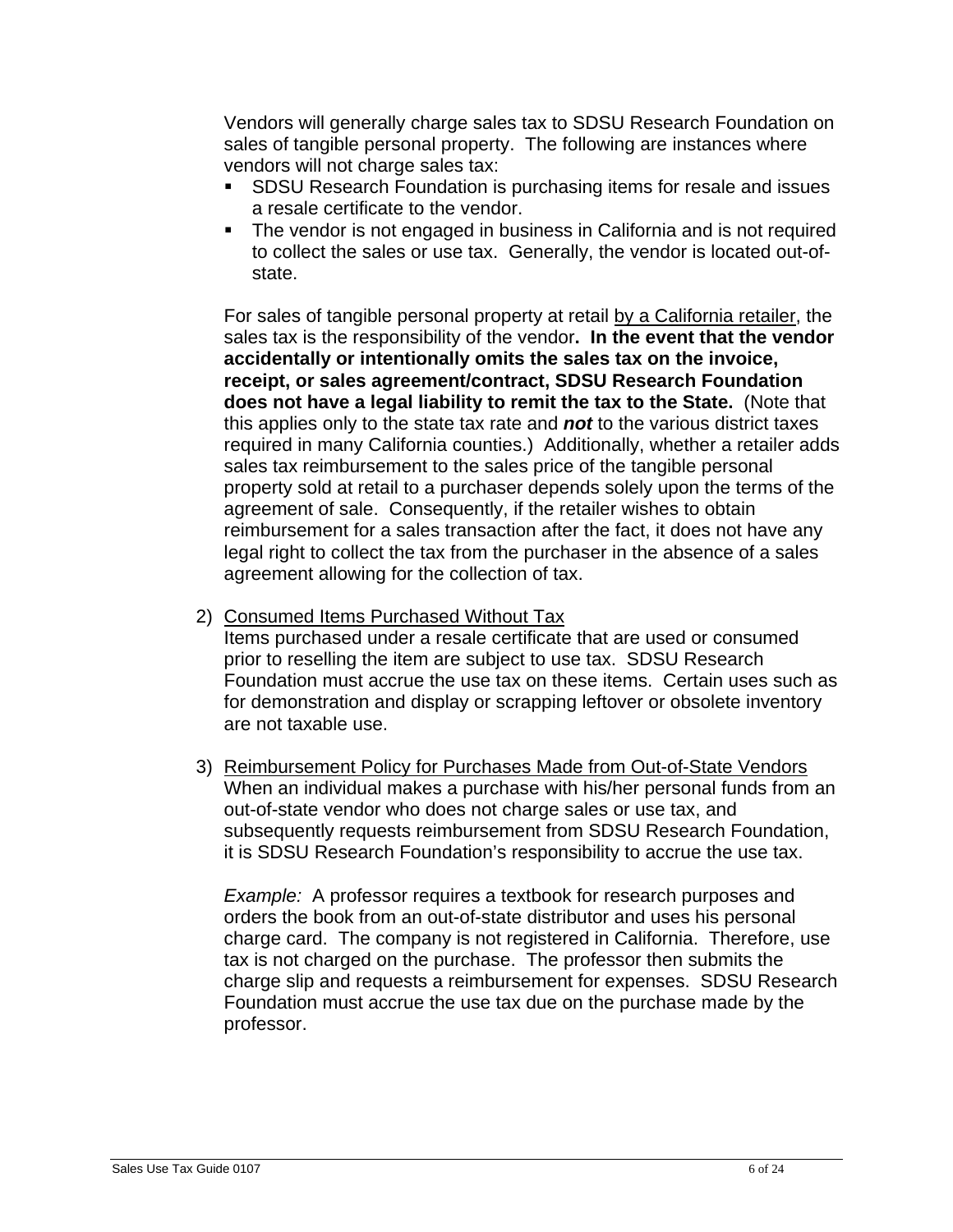Vendors will generally charge sales tax to SDSU Research Foundation on sales of tangible personal property. The following are instances where vendors will not charge sales tax:

- SDSU Research Foundation is purchasing items for resale and issues a resale certificate to the vendor.
- The vendor is not engaged in business in California and is not required to collect the sales or use tax. Generally, the vendor is located out-of-state.

For sales of tangible personal property at retail <u>by a California retailer</u>, the sales tax is the responsibility of the vendor**. In the event that the vendor accidentally or intentionally omits the sales tax on the invoice, receipt, or sales agreement/contract, SDSU Research Foundation does not have a legal liability to remit the tax to the State.** (Note that this applies only to the state tax rate and ***not*** to the various district taxes required in many California counties.) Additionally, whether a retailer adds sales tax reimbursement to the sales price of the tangible personal property sold at retail to a purchaser depends solely upon the terms of the agreement of sale. Consequently, if the retailer wishes to obtain reimbursement for a sales transaction after the fact, it does not have any legal right to collect the tax from the purchaser in the absence of a sales agreement allowing for the collection of tax.

2) <u>Consumed Items Purchased Without Tax</u>
Items purchased under a resale certificate that are used or consumed prior to reselling the item are subject to use tax. SDSU Research Foundation must accrue the use tax on these items. Certain uses such as for demonstration and display or scrapping leftover or obsolete inventory are not taxable use.

3) <u>Reimbursement Policy for Purchases Made from Out-of-State Vendors</u>
When an individual makes a purchase with his/her personal funds from an out-of-state vendor who does not charge sales or use tax, and subsequently requests reimbursement from SDSU Research Foundation, it is SDSU Research Foundation's responsibility to accrue the use tax.

*Example:* A professor requires a textbook for research purposes and orders the book from an out-of-state distributor and uses his personal charge card. The company is not registered in California. Therefore, use tax is not charged on the purchase. The professor then submits the charge slip and requests a reimbursement for expenses. SDSU Research Foundation must accrue the use tax due on the purchase made by the professor.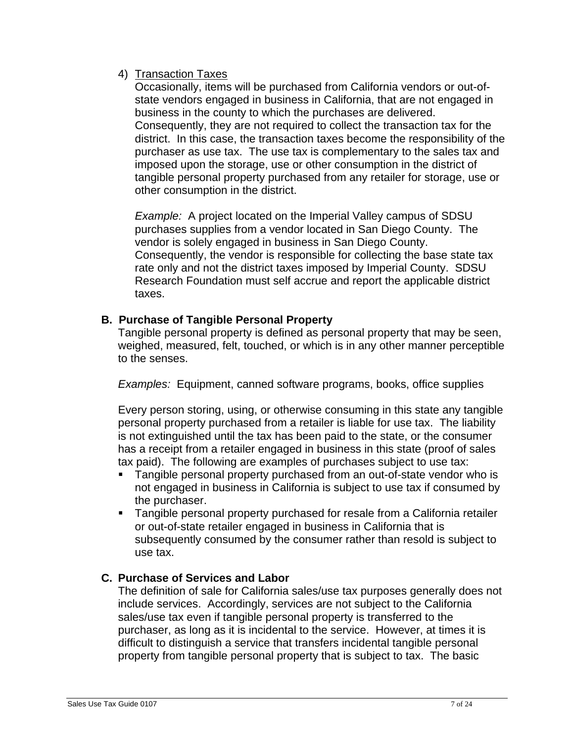4) Transaction Taxes

Occasionally, items will be purchased from California vendors or out-of-state vendors engaged in business in California, that are not engaged in business in the county to which the purchases are delivered. Consequently, they are not required to collect the transaction tax for the district. In this case, the transaction taxes become the responsibility of the purchaser as use tax. The use tax is complementary to the sales tax and imposed upon the storage, use or other consumption in the district of tangible personal property purchased from any retailer for storage, use or other consumption in the district.

*Example:* A project located on the Imperial Valley campus of SDSU purchases supplies from a vendor located in San Diego County. The vendor is solely engaged in business in San Diego County. Consequently, the vendor is responsible for collecting the base state tax rate only and not the district taxes imposed by Imperial County. SDSU Research Foundation must self accrue and report the applicable district taxes.

### B. Purchase of Tangible Personal Property

Tangible personal property is defined as personal property that may be seen, weighed, measured, felt, touched, or which is in any other manner perceptible to the senses.

*Examples:* Equipment, canned software programs, books, office supplies

Every person storing, using, or otherwise consuming in this state any tangible personal property purchased from a retailer is liable for use tax. The liability is not extinguished until the tax has been paid to the state, or the consumer has a receipt from a retailer engaged in business in this state (proof of sales tax paid). The following are examples of purchases subject to use tax:

- Tangible personal property purchased from an out-of-state vendor who is not engaged in business in California is subject to use tax if consumed by the purchaser.
- Tangible personal property purchased for resale from a California retailer or out-of-state retailer engaged in business in California that is subsequently consumed by the consumer rather than resold is subject to use tax.

### C. Purchase of Services and Labor

The definition of sale for California sales/use tax purposes generally does not include services. Accordingly, services are not subject to the California sales/use tax even if tangible personal property is transferred to the purchaser, as long as it is incidental to the service. However, at times it is difficult to distinguish a service that transfers incidental tangible personal property from tangible personal property that is subject to tax. The basic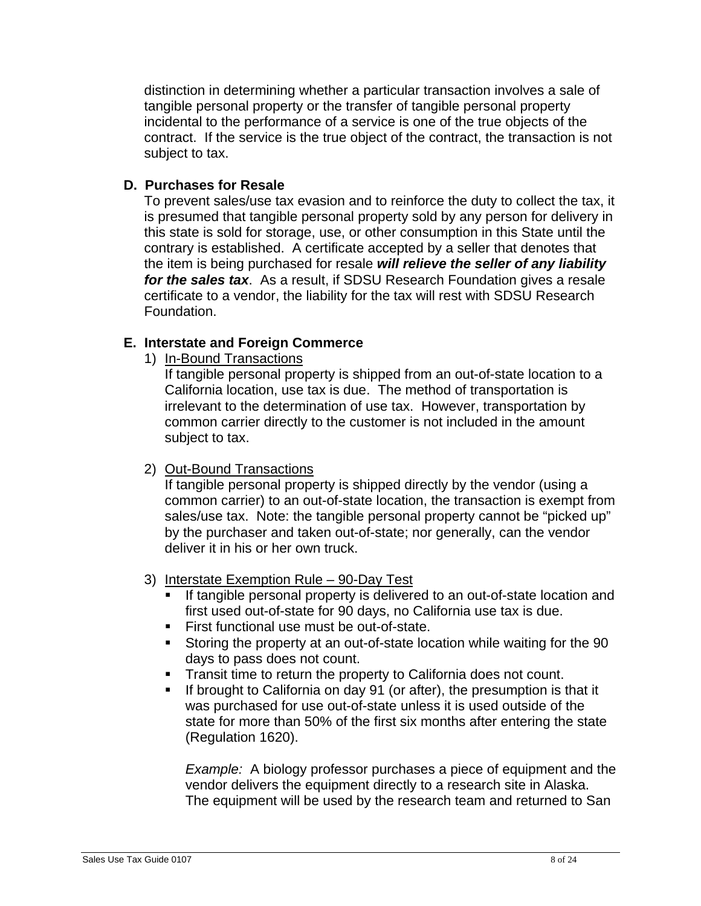distinction in determining whether a particular transaction involves a sale of tangible personal property or the transfer of tangible personal property incidental to the performance of a service is one of the true objects of the contract. If the service is the true object of the contract, the transaction is not subject to tax.

### D. Purchases for Resale

To prevent sales/use tax evasion and to reinforce the duty to collect the tax, it is presumed that tangible personal property sold by any person for delivery in this state is sold for storage, use, or other consumption in this State until the contrary is established. A certificate accepted by a seller that denotes that the item is being purchased for resale ***will relieve the seller of any liability for the sales tax***. As a result, if SDSU Research Foundation gives a resale certificate to a vendor, the liability for the tax will rest with SDSU Research Foundation.

### E. Interstate and Foreign Commerce

1) In-Bound Transactions

   If tangible personal property is shipped from an out-of-state location to a California location, use tax is due. The method of transportation is irrelevant to the determination of use tax. However, transportation by common carrier directly to the customer is not included in the amount subject to tax.

2) Out-Bound Transactions

   If tangible personal property is shipped directly by the vendor (using a common carrier) to an out-of-state location, the transaction is exempt from sales/use tax. Note: the tangible personal property cannot be "picked up" by the purchaser and taken out-of-state; nor generally, can the vendor deliver it in his or her own truck.

3) Interstate Exemption Rule – 90-Day Test

   - If tangible personal property is delivered to an out-of-state location and first used out-of-state for 90 days, no California use tax is due.
   - First functional use must be out-of-state.
   - Storing the property at an out-of-state location while waiting for the 90 days to pass does not count.
   - Transit time to return the property to California does not count.
   - If brought to California on day 91 (or after), the presumption is that it was purchased for use out-of-state unless it is used outside of the state for more than 50% of the first six months after entering the state (Regulation 1620).

     *Example:* A biology professor purchases a piece of equipment and the vendor delivers the equipment directly to a research site in Alaska. The equipment will be used by the research team and returned to San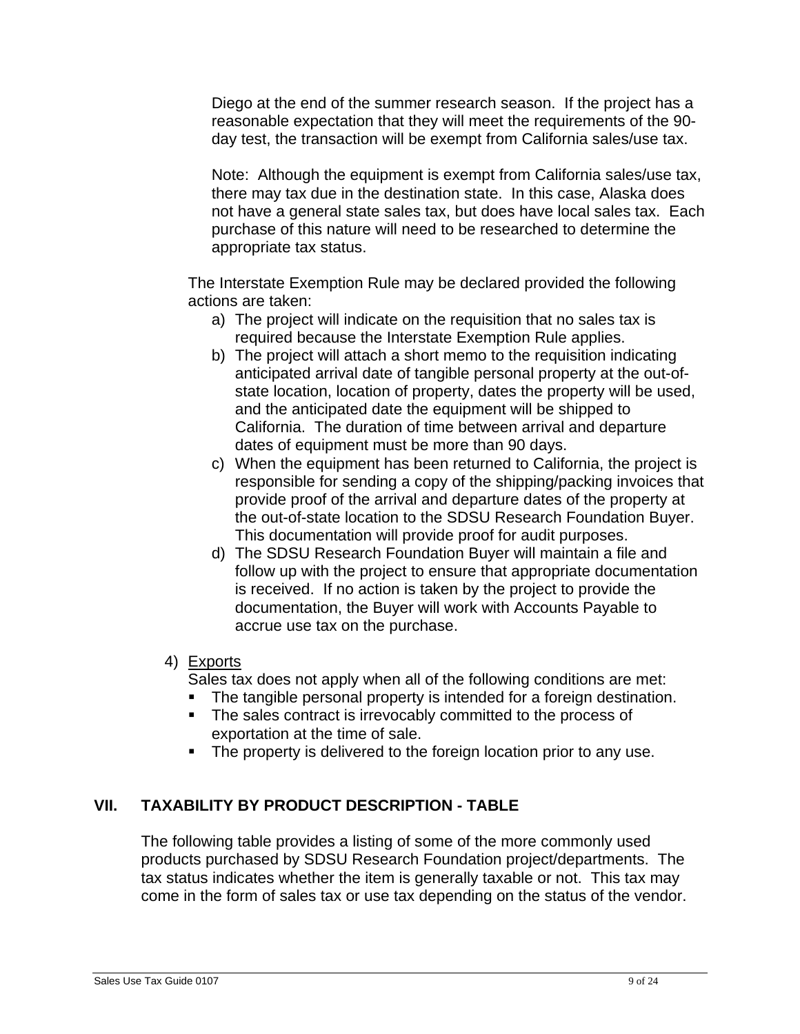Diego at the end of the summer research season. If the project has a reasonable expectation that they will meet the requirements of the 90-day test, the transaction will be exempt from California sales/use tax.

Note: Although the equipment is exempt from California sales/use tax, there may tax due in the destination state. In this case, Alaska does not have a general state sales tax, but does have local sales tax. Each purchase of this nature will need to be researched to determine the appropriate tax status.

The Interstate Exemption Rule may be declared provided the following actions are taken:

a) The project will indicate on the requisition that no sales tax is required because the Interstate Exemption Rule applies.
b) The project will attach a short memo to the requisition indicating anticipated arrival date of tangible personal property at the out-of-state location, location of property, dates the property will be used, and the anticipated date the equipment will be shipped to California. The duration of time between arrival and departure dates of equipment must be more than 90 days.
c) When the equipment has been returned to California, the project is responsible for sending a copy of the shipping/packing invoices that provide proof of the arrival and departure dates of the property at the out-of-state location to the SDSU Research Foundation Buyer. This documentation will provide proof for audit purposes.
d) The SDSU Research Foundation Buyer will maintain a file and follow up with the project to ensure that appropriate documentation is received. If no action is taken by the project to provide the documentation, the Buyer will work with Accounts Payable to accrue use tax on the purchase.

4) Exports

Sales tax does not apply when all of the following conditions are met:

- The tangible personal property is intended for a foreign destination.
- The sales contract is irrevocably committed to the process of exportation at the time of sale.
- The property is delivered to the foreign location prior to any use.

## VII. TAXABILITY BY PRODUCT DESCRIPTION - TABLE

The following table provides a listing of some of the more commonly used products purchased by SDSU Research Foundation project/departments. The tax status indicates whether the item is generally taxable or not. This tax may come in the form of sales tax or use tax depending on the status of the vendor.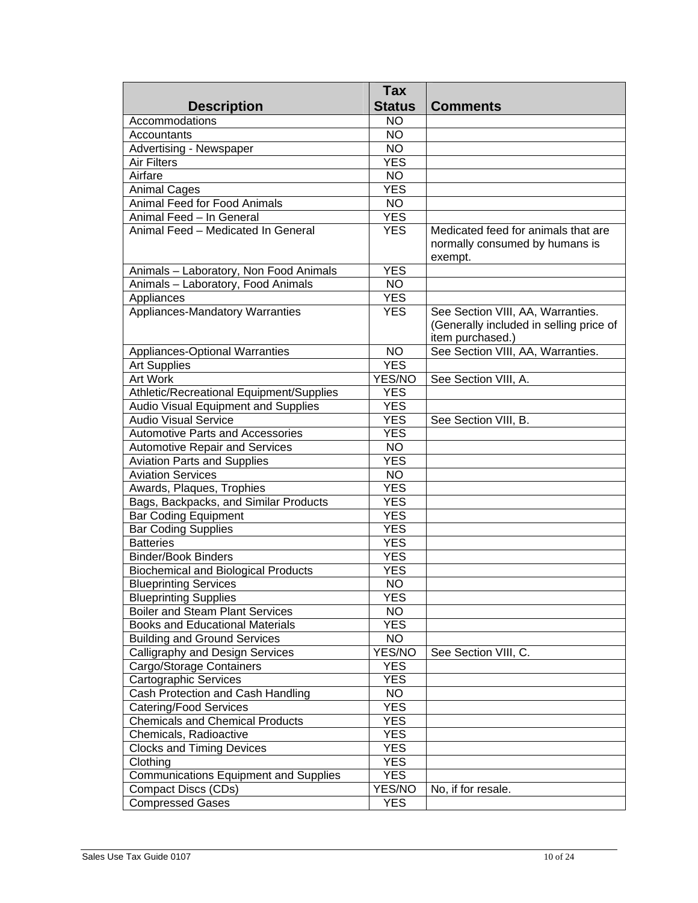| Description | Tax Status | Comments |
|---|---|---|
| Accommodations | NO | |
| Accountants | NO | |
| Advertising - Newspaper | NO | |
| Air Filters | YES | |
| Airfare | NO | |
| Animal Cages | YES | |
| Animal Feed for Food Animals | NO | |
| Animal Feed – In General | YES | |
| Animal Feed – Medicated In General | YES | Medicated feed for animals that are normally consumed by humans is exempt. |
| Animals – Laboratory, Non Food Animals | YES | |
| Animals – Laboratory, Food Animals | NO | |
| Appliances | YES | |
| Appliances-Mandatory Warranties | YES | See Section VIII, AA, Warranties. (Generally included in selling price of item purchased.) |
| Appliances-Optional Warranties | NO | See Section VIII, AA, Warranties. |
| Art Supplies | YES | |
| Art Work | YES/NO | See Section VIII, A. |
| Athletic/Recreational Equipment/Supplies | YES | |
| Audio Visual Equipment and Supplies | YES | |
| Audio Visual Service | YES | See Section VIII, B. |
| Automotive Parts and Accessories | YES | |
| Automotive Repair and Services | NO | |
| Aviation Parts and Supplies | YES | |
| Aviation Services | NO | |
| Awards, Plaques, Trophies | YES | |
| Bags, Backpacks, and Similar Products | YES | |
| Bar Coding Equipment | YES | |
| Bar Coding Supplies | YES | |
| Batteries | YES | |
| Binder/Book Binders | YES | |
| Biochemical and Biological Products | YES | |
| Blueprinting Services | NO | |
| Blueprinting Supplies | YES | |
| Boiler and Steam Plant Services | NO | |
| Books and Educational Materials | YES | |
| Building and Ground Services | NO | |
| Calligraphy and Design Services | YES/NO | See Section VIII, C. |
| Cargo/Storage Containers | YES | |
| Cartographic Services | YES | |
| Cash Protection and Cash Handling | NO | |
| Catering/Food Services | YES | |
| Chemicals and Chemical Products | YES | |
| Chemicals, Radioactive | YES | |
| Clocks and Timing Devices | YES | |
| Clothing | YES | |
| Communications Equipment and Supplies | YES | |
| Compact Discs (CDs) | YES/NO | No, if for resale. |
| Compressed Gases | YES | |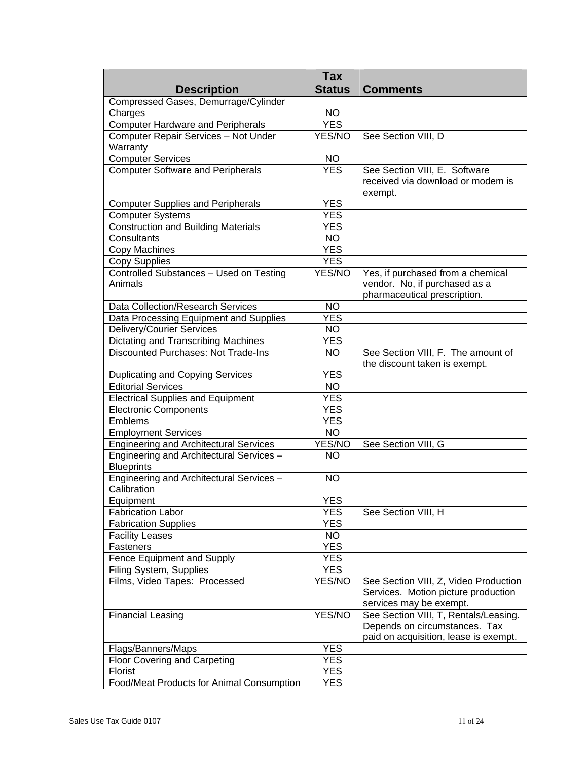| Description | Tax Status | Comments |
|---|---|---|
| Compressed Gases, Demurrage/Cylinder Charges | NO | |
| Computer Hardware and Peripherals | YES | |
| Computer Repair Services – Not Under Warranty | YES/NO | See Section VIII, D |
| Computer Services | NO | |
| Computer Software and Peripherals | YES | See Section VIII, E. Software received via download or modem is exempt. |
| Computer Supplies and Peripherals | YES | |
| Computer Systems | YES | |
| Construction and Building Materials | YES | |
| Consultants | NO | |
| Copy Machines | YES | |
| Copy Supplies | YES | |
| Controlled Substances – Used on Testing Animals | YES/NO | Yes, if purchased from a chemical vendor. No, if purchased as a pharmaceutical prescription. |
| Data Collection/Research Services | NO | |
| Data Processing Equipment and Supplies | YES | |
| Delivery/Courier Services | NO | |
| Dictating and Transcribing Machines | YES | |
| Discounted Purchases: Not Trade-Ins | NO | See Section VIII, F. The amount of the discount taken is exempt. |
| Duplicating and Copying Services | YES | |
| Editorial Services | NO | |
| Electrical Supplies and Equipment | YES | |
| Electronic Components | YES | |
| Emblems | YES | |
| Employment Services | NO | |
| Engineering and Architectural Services | YES/NO | See Section VIII, G |
| Engineering and Architectural Services – Blueprints | NO | |
| Engineering and Architectural Services – Calibration | NO | |
| Equipment | YES | |
| Fabrication Labor | YES | See Section VIII, H |
| Fabrication Supplies | YES | |
| Facility Leases | NO | |
| Fasteners | YES | |
| Fence Equipment and Supply | YES | |
| Filing System, Supplies | YES | |
| Films, Video Tapes: Processed | YES/NO | See Section VIII, Z, Video Production Services. Motion picture production services may be exempt. |
| Financial Leasing | YES/NO | See Section VIII, T, Rentals/Leasing. Depends on circumstances. Tax paid on acquisition, lease is exempt. |
| Flags/Banners/Maps | YES | |
| Floor Covering and Carpeting | YES | |
| Florist | YES | |
| Food/Meat Products for Animal Consumption | YES | |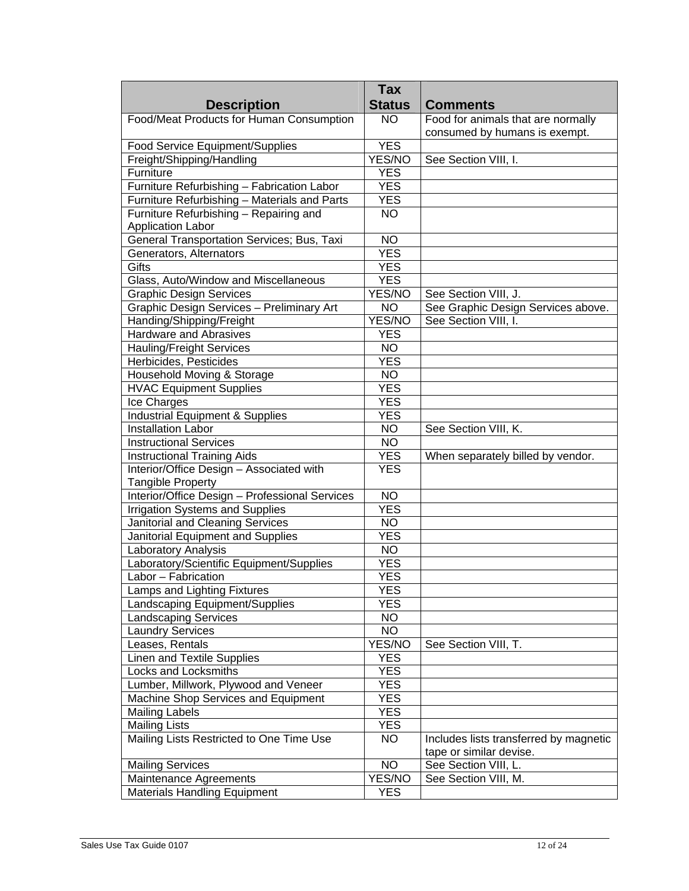| Description | Tax Status | Comments |
|---|---|---|
| Food/Meat Products for Human Consumption | NO | Food for animals that are normally consumed by humans is exempt. |
| Food Service Equipment/Supplies | YES | |
| Freight/Shipping/Handling | YES/NO | See Section VIII, I. |
| Furniture | YES | |
| Furniture Refurbishing – Fabrication Labor | YES | |
| Furniture Refurbishing – Materials and Parts | YES | |
| Furniture Refurbishing – Repairing and Application Labor | NO | |
| General Transportation Services; Bus, Taxi | NO | |
| Generators, Alternators | YES | |
| Gifts | YES | |
| Glass, Auto/Window and Miscellaneous | YES | |
| Graphic Design Services | YES/NO | See Section VIII, J. |
| Graphic Design Services – Preliminary Art | NO | See Graphic Design Services above. |
| Handing/Shipping/Freight | YES/NO | See Section VIII, I. |
| Hardware and Abrasives | YES | |
| Hauling/Freight Services | NO | |
| Herbicides, Pesticides | YES | |
| Household Moving & Storage | NO | |
| HVAC Equipment Supplies | YES | |
| Ice Charges | YES | |
| Industrial Equipment & Supplies | YES | |
| Installation Labor | NO | See Section VIII, K. |
| Instructional Services | NO | |
| Instructional Training Aids | YES | When separately billed by vendor. |
| Interior/Office Design – Associated with Tangible Property | YES | |
| Interior/Office Design – Professional Services | NO | |
| Irrigation Systems and Supplies | YES | |
| Janitorial and Cleaning Services | NO | |
| Janitorial Equipment and Supplies | YES | |
| Laboratory Analysis | NO | |
| Laboratory/Scientific Equipment/Supplies | YES | |
| Labor – Fabrication | YES | |
| Lamps and Lighting Fixtures | YES | |
| Landscaping Equipment/Supplies | YES | |
| Landscaping Services | NO | |
| Laundry Services | NO | |
| Leases, Rentals | YES/NO | See Section VIII, T. |
| Linen and Textile Supplies | YES | |
| Locks and Locksmiths | YES | |
| Lumber, Millwork, Plywood and Veneer | YES | |
| Machine Shop Services and Equipment | YES | |
| Mailing Labels | YES | |
| Mailing Lists | YES | |
| Mailing Lists Restricted to One Time Use | NO | Includes lists transferred by magnetic tape or similar devise. |
| Mailing Services | NO | See Section VIII, L. |
| Maintenance Agreements | YES/NO | See Section VIII, M. |
| Materials Handling Equipment | YES | |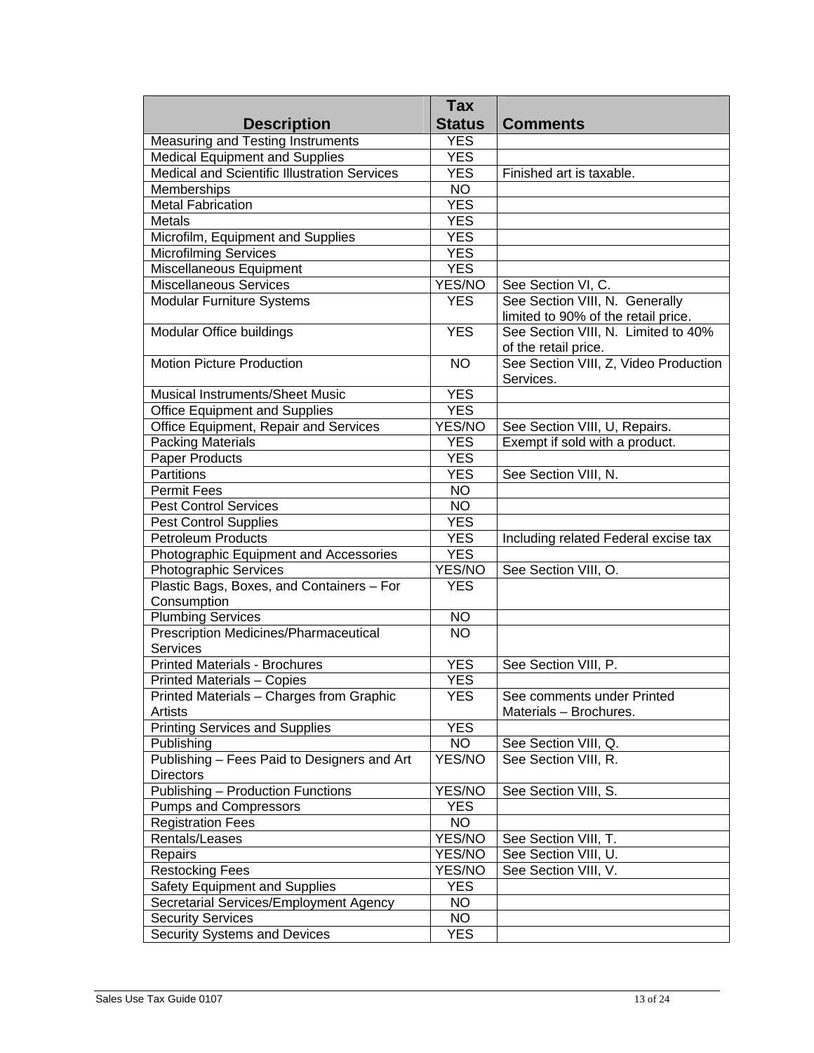| Description | Tax Status | Comments |
|---|---|---|
| Measuring and Testing Instruments | YES | |
| Medical Equipment and Supplies | YES | |
| Medical and Scientific Illustration Services | YES | Finished art is taxable. |
| Memberships | NO | |
| Metal Fabrication | YES | |
| Metals | YES | |
| Microfilm, Equipment and Supplies | YES | |
| Microfilming Services | YES | |
| Miscellaneous Equipment | YES | |
| Miscellaneous Services | YES/NO | See Section VI, C. |
| Modular Furniture Systems | YES | See Section VIII, N. Generally limited to 90% of the retail price. |
| Modular Office buildings | YES | See Section VIII, N. Limited to 40% of the retail price. |
| Motion Picture Production | NO | See Section VIII, Z, Video Production Services. |
| Musical Instruments/Sheet Music | YES | |
| Office Equipment and Supplies | YES | |
| Office Equipment, Repair and Services | YES/NO | See Section VIII, U, Repairs. |
| Packing Materials | YES | Exempt if sold with a product. |
| Paper Products | YES | |
| Partitions | YES | See Section VIII, N. |
| Permit Fees | NO | |
| Pest Control Services | NO | |
| Pest Control Supplies | YES | |
| Petroleum Products | YES | Including related Federal excise tax |
| Photographic Equipment and Accessories | YES | |
| Photographic Services | YES/NO | See Section VIII, O. |
| Plastic Bags, Boxes, and Containers – For Consumption | YES | |
| Plumbing Services | NO | |
| Prescription Medicines/Pharmaceutical Services | NO | |
| Printed Materials - Brochures | YES | See Section VIII, P. |
| Printed Materials – Copies | YES | |
| Printed Materials – Charges from Graphic Artists | YES | See comments under Printed Materials – Brochures. |
| Printing Services and Supplies | YES | |
| Publishing | NO | See Section VIII, Q. |
| Publishing – Fees Paid to Designers and Art Directors | YES/NO | See Section VIII, R. |
| Publishing – Production Functions | YES/NO | See Section VIII, S. |
| Pumps and Compressors | YES | |
| Registration Fees | NO | |
| Rentals/Leases | YES/NO | See Section VIII, T. |
| Repairs | YES/NO | See Section VIII, U. |
| Restocking Fees | YES/NO | See Section VIII, V. |
| Safety Equipment and Supplies | YES | |
| Secretarial Services/Employment Agency | NO | |
| Security Services | NO | |
| Security Systems and Devices | YES | |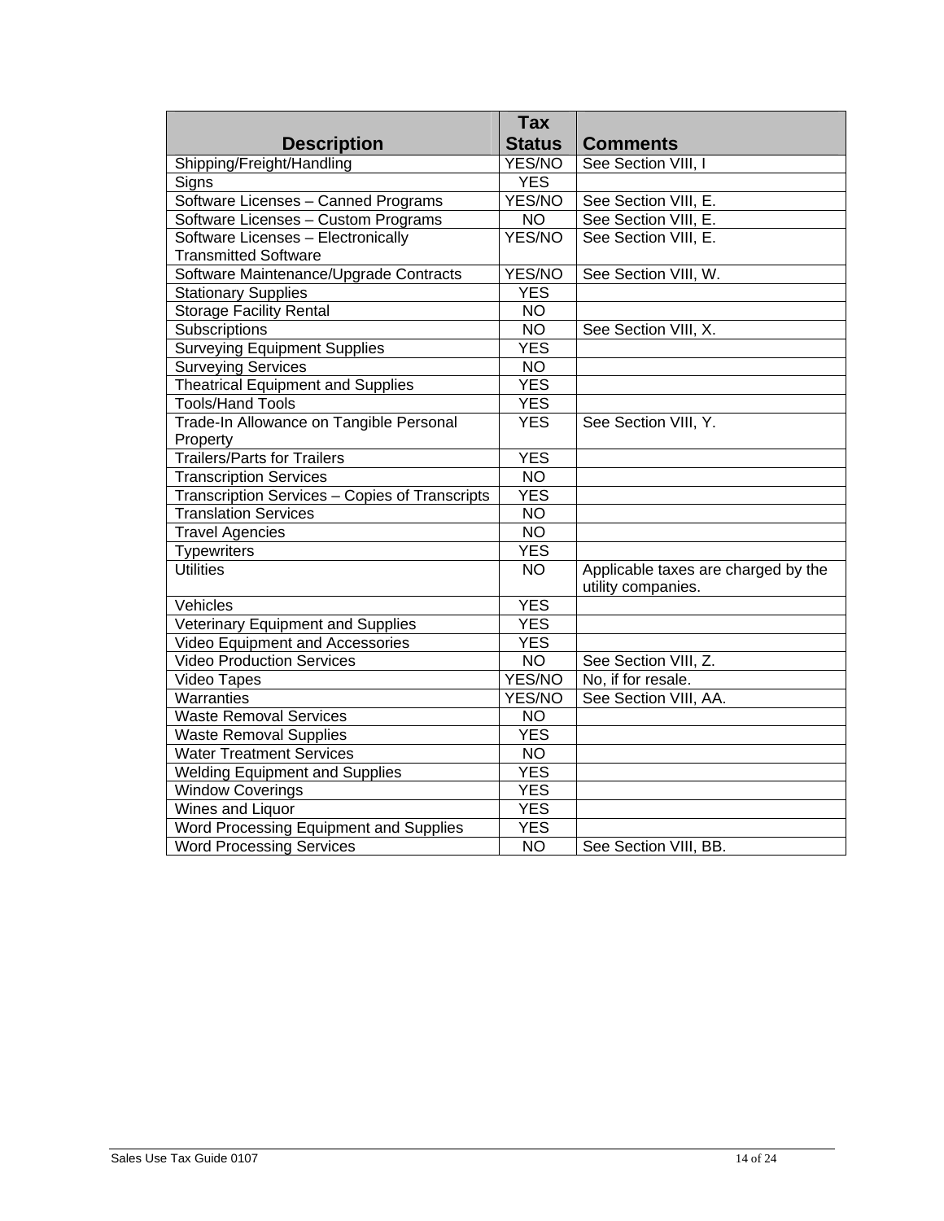| Description | Tax Status | Comments |
|---|---|---|
| Shipping/Freight/Handling | YES/NO | See Section VIII, I |
| Signs | YES | |
| Software Licenses – Canned Programs | YES/NO | See Section VIII, E. |
| Software Licenses – Custom Programs | NO | See Section VIII, E. |
| Software Licenses – Electronically Transmitted Software | YES/NO | See Section VIII, E. |
| Software Maintenance/Upgrade Contracts | YES/NO | See Section VIII, W. |
| Stationary Supplies | YES | |
| Storage Facility Rental | NO | |
| Subscriptions | NO | See Section VIII, X. |
| Surveying Equipment Supplies | YES | |
| Surveying Services | NO | |
| Theatrical Equipment and Supplies | YES | |
| Tools/Hand Tools | YES | |
| Trade-In Allowance on Tangible Personal Property | YES | See Section VIII, Y. |
| Trailers/Parts for Trailers | YES | |
| Transcription Services | NO | |
| Transcription Services – Copies of Transcripts | YES | |
| Translation Services | NO | |
| Travel Agencies | NO | |
| Typewriters | YES | |
| Utilities | NO | Applicable taxes are charged by the utility companies. |
| Vehicles | YES | |
| Veterinary Equipment and Supplies | YES | |
| Video Equipment and Accessories | YES | |
| Video Production Services | NO | See Section VIII, Z. |
| Video Tapes | YES/NO | No, if for resale. |
| Warranties | YES/NO | See Section VIII, AA. |
| Waste Removal Services | NO | |
| Waste Removal Supplies | YES | |
| Water Treatment Services | NO | |
| Welding Equipment and Supplies | YES | |
| Window Coverings | YES | |
| Wines and Liquor | YES | |
| Word Processing Equipment and Supplies | YES | |
| Word Processing Services | NO | See Section VIII, BB. |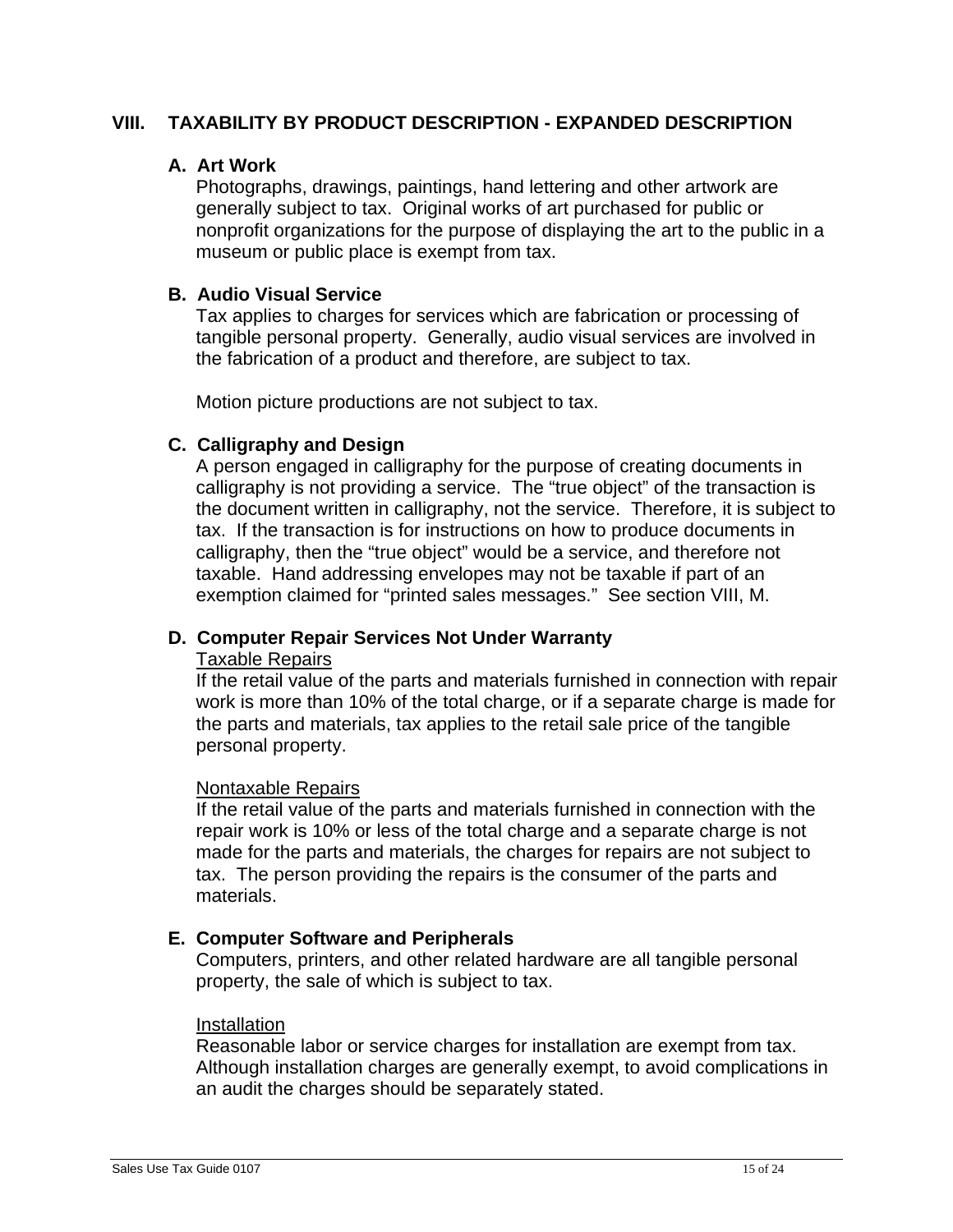## VIII. TAXABILITY BY PRODUCT DESCRIPTION - EXPANDED DESCRIPTION

### A. Art Work

Photographs, drawings, paintings, hand lettering and other artwork are generally subject to tax. Original works of art purchased for public or nonprofit organizations for the purpose of displaying the art to the public in a museum or public place is exempt from tax.

### B. Audio Visual Service

Tax applies to charges for services which are fabrication or processing of tangible personal property. Generally, audio visual services are involved in the fabrication of a product and therefore, are subject to tax.

Motion picture productions are not subject to tax.

### C. Calligraphy and Design

A person engaged in calligraphy for the purpose of creating documents in calligraphy is not providing a service. The "true object" of the transaction is the document written in calligraphy, not the service. Therefore, it is subject to tax. If the transaction is for instructions on how to produce documents in calligraphy, then the "true object" would be a service, and therefore not taxable. Hand addressing envelopes may not be taxable if part of an exemption claimed for "printed sales messages." See section VIII, M.

### D. Computer Repair Services Not Under Warranty

Taxable Repairs

If the retail value of the parts and materials furnished in connection with repair work is more than 10% of the total charge, or if a separate charge is made for the parts and materials, tax applies to the retail sale price of the tangible personal property.

Nontaxable Repairs

If the retail value of the parts and materials furnished in connection with the repair work is 10% or less of the total charge and a separate charge is not made for the parts and materials, the charges for repairs are not subject to tax. The person providing the repairs is the consumer of the parts and materials.

### E. Computer Software and Peripherals

Computers, printers, and other related hardware are all tangible personal property, the sale of which is subject to tax.

Installation

Reasonable labor or service charges for installation are exempt from tax. Although installation charges are generally exempt, to avoid complications in an audit the charges should be separately stated.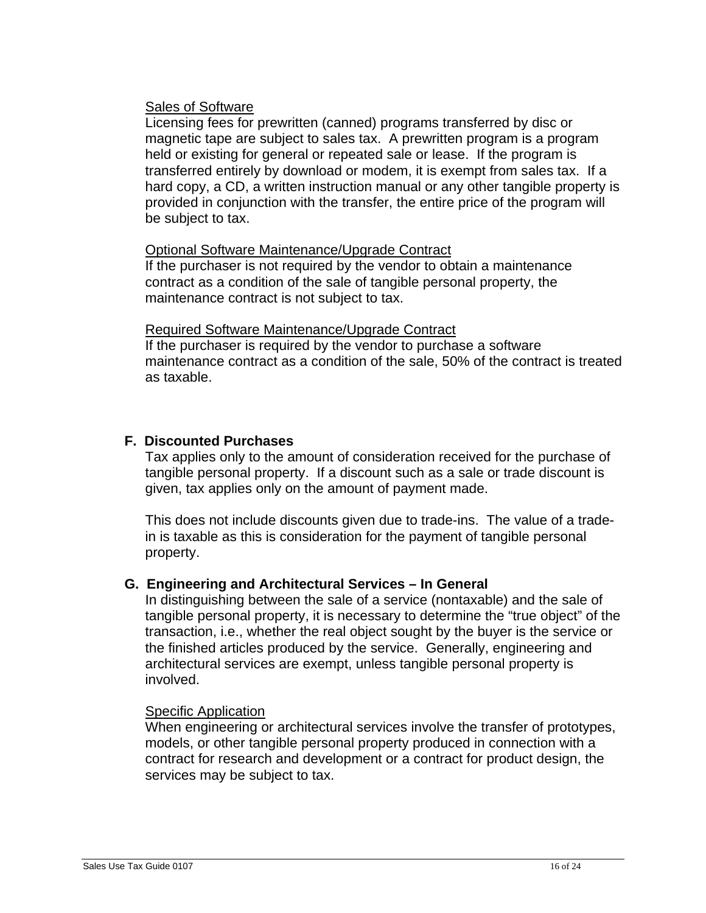<u>Sales of Software</u>

Licensing fees for prewritten (canned) programs transferred by disc or magnetic tape are subject to sales tax. A prewritten program is a program held or existing for general or repeated sale or lease. If the program is transferred entirely by download or modem, it is exempt from sales tax. If a hard copy, a CD, a written instruction manual or any other tangible property is provided in conjunction with the transfer, the entire price of the program will be subject to tax.

<u>Optional Software Maintenance/Upgrade Contract</u>

If the purchaser is not required by the vendor to obtain a maintenance contract as a condition of the sale of tangible personal property, the maintenance contract is not subject to tax.

<u>Required Software Maintenance/Upgrade Contract</u>

If the purchaser is required by the vendor to purchase a software maintenance contract as a condition of the sale, 50% of the contract is treated as taxable.

### F. Discounted Purchases

Tax applies only to the amount of consideration received for the purchase of tangible personal property. If a discount such as a sale or trade discount is given, tax applies only on the amount of payment made.

This does not include discounts given due to trade-ins. The value of a trade-in is taxable as this is consideration for the payment of tangible personal property.

### G. Engineering and Architectural Services – In General

In distinguishing between the sale of a service (nontaxable) and the sale of tangible personal property, it is necessary to determine the "true object" of the transaction, i.e., whether the real object sought by the buyer is the service or the finished articles produced by the service. Generally, engineering and architectural services are exempt, unless tangible personal property is involved.

<u>Specific Application</u>

When engineering or architectural services involve the transfer of prototypes, models, or other tangible personal property produced in connection with a contract for research and development or a contract for product design, the services may be subject to tax.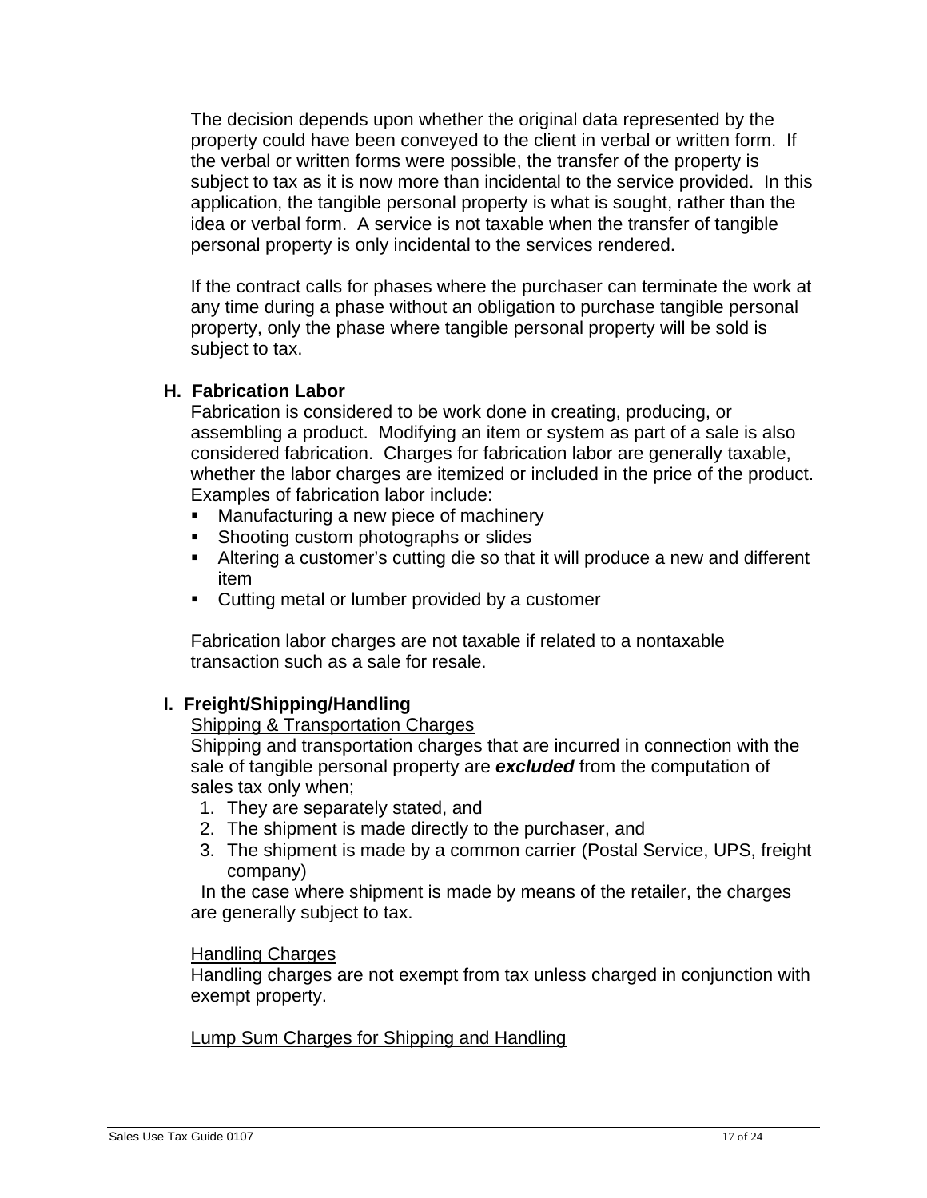The decision depends upon whether the original data represented by the property could have been conveyed to the client in verbal or written form. If the verbal or written forms were possible, the transfer of the property is subject to tax as it is now more than incidental to the service provided. In this application, the tangible personal property is what is sought, rather than the idea or verbal form. A service is not taxable when the transfer of tangible personal property is only incidental to the services rendered.

If the contract calls for phases where the purchaser can terminate the work at any time during a phase without an obligation to purchase tangible personal property, only the phase where tangible personal property will be sold is subject to tax.

### H. Fabrication Labor

Fabrication is considered to be work done in creating, producing, or assembling a product. Modifying an item or system as part of a sale is also considered fabrication. Charges for fabrication labor are generally taxable, whether the labor charges are itemized or included in the price of the product. Examples of fabrication labor include:

- Manufacturing a new piece of machinery
- Shooting custom photographs or slides
- Altering a customer's cutting die so that it will produce a new and different item
- Cutting metal or lumber provided by a customer

Fabrication labor charges are not taxable if related to a nontaxable transaction such as a sale for resale.

### I. Freight/Shipping/Handling

<u>Shipping & Transportation Charges</u>

Shipping and transportation charges that are incurred in connection with the sale of tangible personal property are ***excluded*** from the computation of sales tax only when;

1. They are separately stated, and
2. The shipment is made directly to the purchaser, and
3. The shipment is made by a common carrier (Postal Service, UPS, freight company)

In the case where shipment is made by means of the retailer, the charges are generally subject to tax.

<u>Handling Charges</u>

Handling charges are not exempt from tax unless charged in conjunction with exempt property.

<u>Lump Sum Charges for Shipping and Handling</u>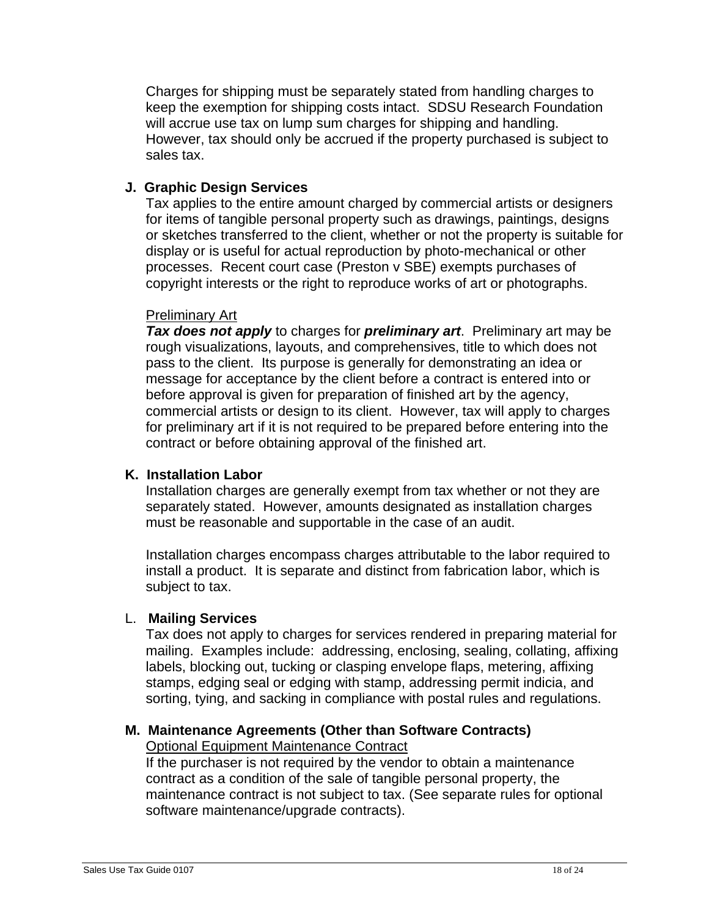Charges for shipping must be separately stated from handling charges to keep the exemption for shipping costs intact. SDSU Research Foundation will accrue use tax on lump sum charges for shipping and handling. However, tax should only be accrued if the property purchased is subject to sales tax.

**J. Graphic Design Services**

Tax applies to the entire amount charged by commercial artists or designers for items of tangible personal property such as drawings, paintings, designs or sketches transferred to the client, whether or not the property is suitable for display or is useful for actual reproduction by photo-mechanical or other processes. Recent court case (Preston v SBE) exempts purchases of copyright interests or the right to reproduce works of art or photographs.

<u>Preliminary Art</u>

***Tax does not apply*** to charges for ***preliminary art***. Preliminary art may be rough visualizations, layouts, and comprehensives, title to which does not pass to the client. Its purpose is generally for demonstrating an idea or message for acceptance by the client before a contract is entered into or before approval is given for preparation of finished art by the agency, commercial artists or design to its client. However, tax will apply to charges for preliminary art if it is not required to be prepared before entering into the contract or before obtaining approval of the finished art.

**K. Installation Labor**

Installation charges are generally exempt from tax whether or not they are separately stated. However, amounts designated as installation charges must be reasonable and supportable in the case of an audit.

Installation charges encompass charges attributable to the labor required to install a product. It is separate and distinct from fabrication labor, which is subject to tax.

L. **Mailing Services**

Tax does not apply to charges for services rendered in preparing material for mailing. Examples include: addressing, enclosing, sealing, collating, affixing labels, blocking out, tucking or clasping envelope flaps, metering, affixing stamps, edging seal or edging with stamp, addressing permit indicia, and sorting, tying, and sacking in compliance with postal rules and regulations.

**M. Maintenance Agreements (Other than Software Contracts)**

<u>Optional Equipment Maintenance Contract</u>

If the purchaser is not required by the vendor to obtain a maintenance contract as a condition of the sale of tangible personal property, the maintenance contract is not subject to tax. (See separate rules for optional software maintenance/upgrade contracts).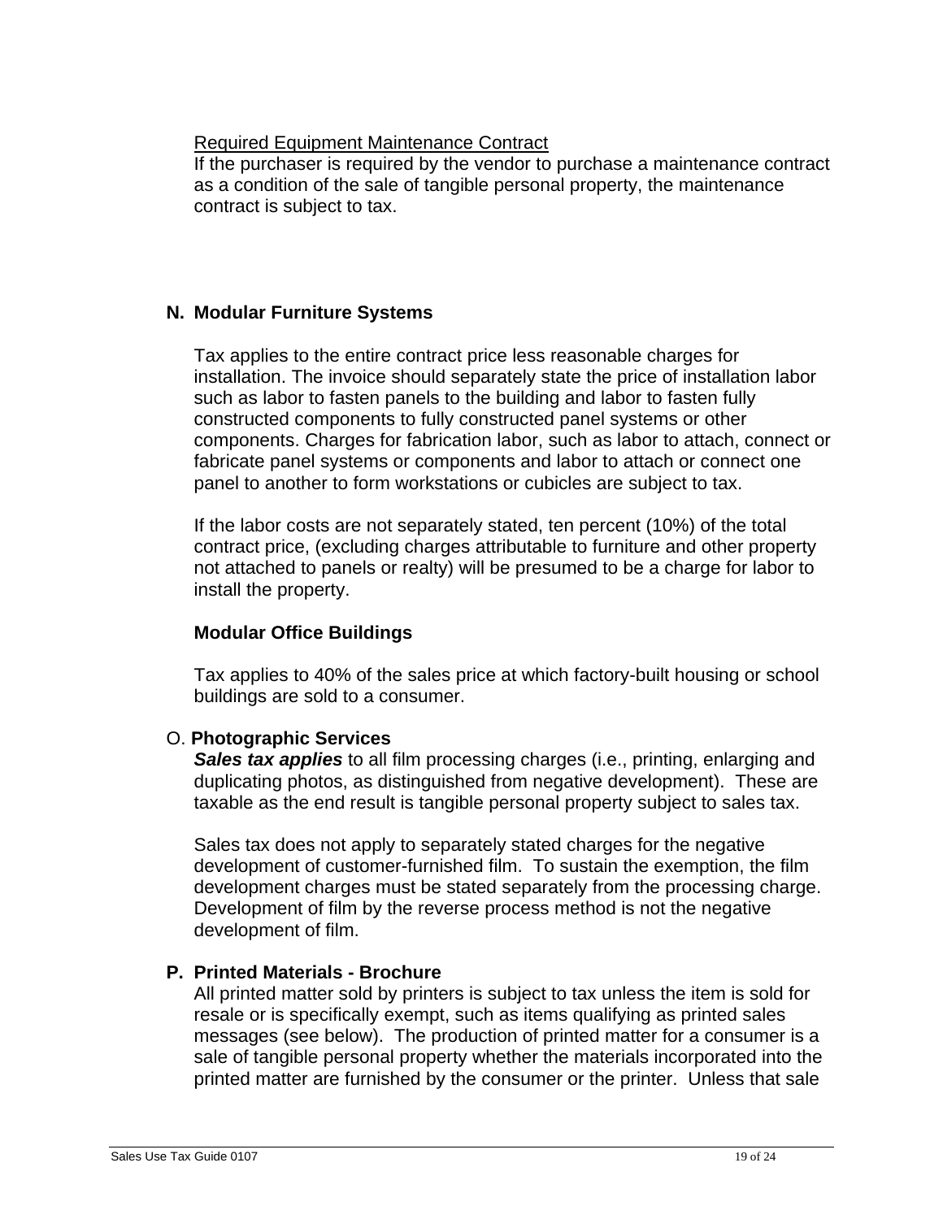Required Equipment Maintenance Contract

If the purchaser is required by the vendor to purchase a maintenance contract as a condition of the sale of tangible personal property, the maintenance contract is subject to tax.

### N. Modular Furniture Systems

Tax applies to the entire contract price less reasonable charges for installation. The invoice should separately state the price of installation labor such as labor to fasten panels to the building and labor to fasten fully constructed components to fully constructed panel systems or other components. Charges for fabrication labor, such as labor to attach, connect or fabricate panel systems or components and labor to attach or connect one panel to another to form workstations or cubicles are subject to tax.

If the labor costs are not separately stated, ten percent (10%) of the total contract price, (excluding charges attributable to furniture and other property not attached to panels or realty) will be presumed to be a charge for labor to install the property.

**Modular Office Buildings**

Tax applies to 40% of the sales price at which factory-built housing or school buildings are sold to a consumer.

### O. Photographic Services

***Sales tax applies*** to all film processing charges (i.e., printing, enlarging and duplicating photos, as distinguished from negative development). These are taxable as the end result is tangible personal property subject to sales tax.

Sales tax does not apply to separately stated charges for the negative development of customer-furnished film. To sustain the exemption, the film development charges must be stated separately from the processing charge. Development of film by the reverse process method is not the negative development of film.

### P. Printed Materials - Brochure

All printed matter sold by printers is subject to tax unless the item is sold for resale or is specifically exempt, such as items qualifying as printed sales messages (see below). The production of printed matter for a consumer is a sale of tangible personal property whether the materials incorporated into the printed matter are furnished by the consumer or the printer. Unless that sale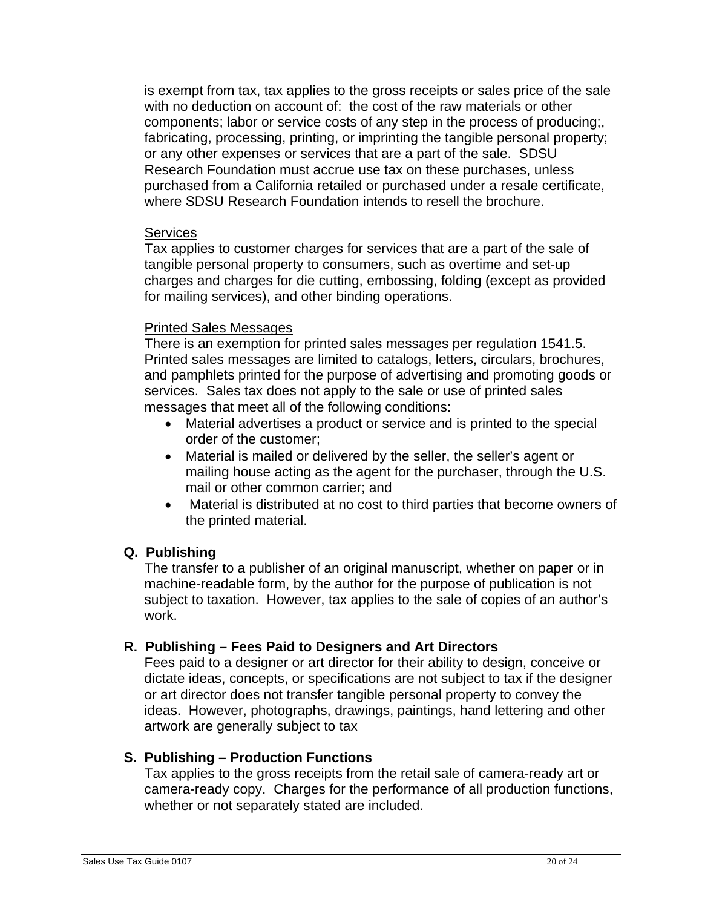is exempt from tax, tax applies to the gross receipts or sales price of the sale with no deduction on account of: the cost of the raw materials or other components; labor or service costs of any step in the process of producing;, fabricating, processing, printing, or imprinting the tangible personal property; or any other expenses or services that are a part of the sale. SDSU Research Foundation must accrue use tax on these purchases, unless purchased from a California retailed or purchased under a resale certificate, where SDSU Research Foundation intends to resell the brochure.

<u>Services</u>
Tax applies to customer charges for services that are a part of the sale of tangible personal property to consumers, such as overtime and set-up charges and charges for die cutting, embossing, folding (except as provided for mailing services), and other binding operations.

<u>Printed Sales Messages</u>
There is an exemption for printed sales messages per regulation 1541.5. Printed sales messages are limited to catalogs, letters, circulars, brochures, and pamphlets printed for the purpose of advertising and promoting goods or services. Sales tax does not apply to the sale or use of printed sales messages that meet all of the following conditions:

- Material advertises a product or service and is printed to the special order of the customer;
- Material is mailed or delivered by the seller, the seller's agent or mailing house acting as the agent for the purchaser, through the U.S. mail or other common carrier; and
- Material is distributed at no cost to third parties that become owners of the printed material.

**Q. Publishing**

The transfer to a publisher of an original manuscript, whether on paper or in machine-readable form, by the author for the purpose of publication is not subject to taxation. However, tax applies to the sale of copies of an author's work.

**R. Publishing – Fees Paid to Designers and Art Directors**

Fees paid to a designer or art director for their ability to design, conceive or dictate ideas, concepts, or specifications are not subject to tax if the designer or art director does not transfer tangible personal property to convey the ideas. However, photographs, drawings, paintings, hand lettering and other artwork are generally subject to tax

**S. Publishing – Production Functions**

Tax applies to the gross receipts from the retail sale of camera-ready art or camera-ready copy. Charges for the performance of all production functions, whether or not separately stated are included.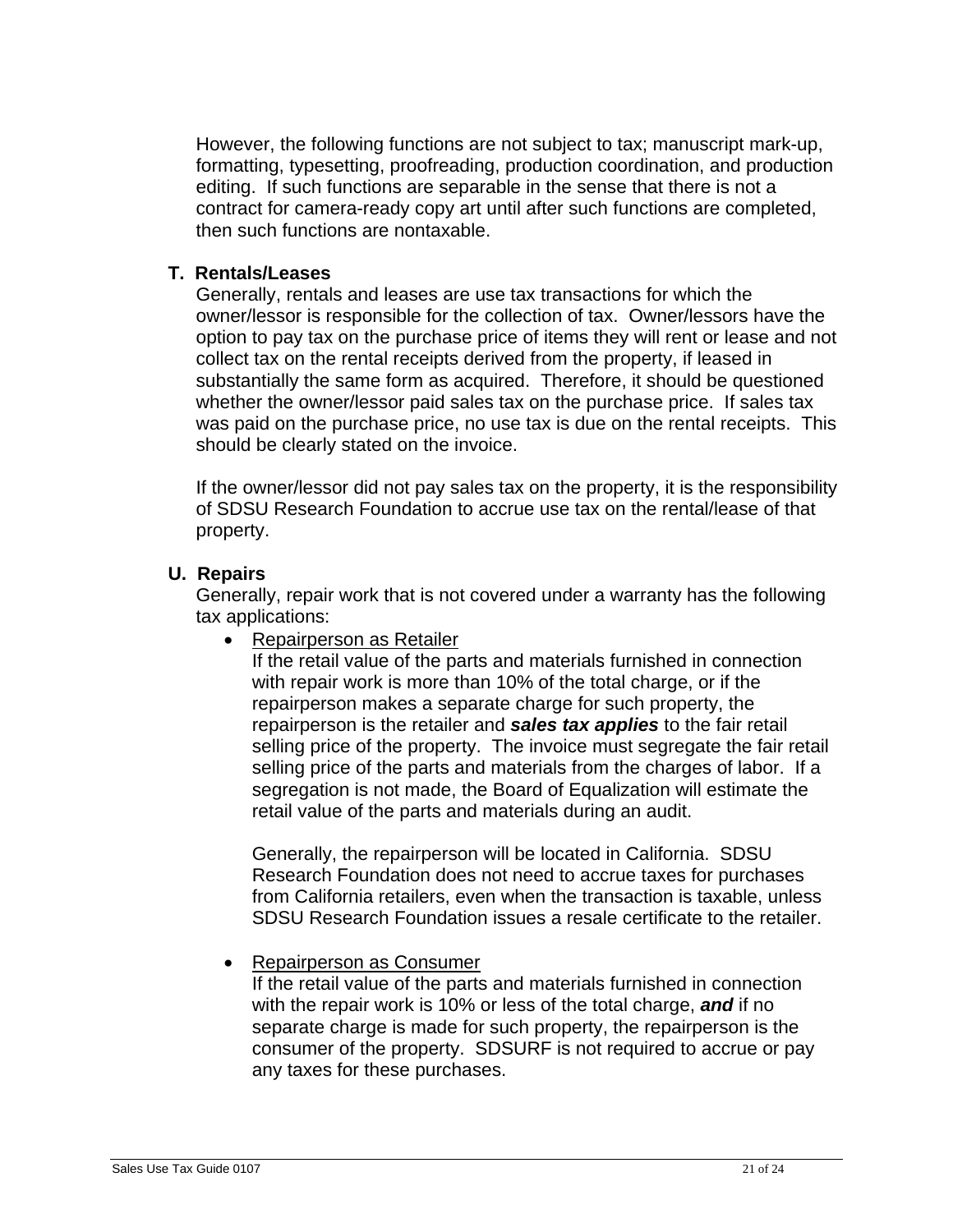However, the following functions are not subject to tax; manuscript mark-up, formatting, typesetting, proofreading, production coordination, and production editing. If such functions are separable in the sense that there is not a contract for camera-ready copy art until after such functions are completed, then such functions are nontaxable.

### T. Rentals/Leases

Generally, rentals and leases are use tax transactions for which the owner/lessor is responsible for the collection of tax. Owner/lessors have the option to pay tax on the purchase price of items they will rent or lease and not collect tax on the rental receipts derived from the property, if leased in substantially the same form as acquired. Therefore, it should be questioned whether the owner/lessor paid sales tax on the purchase price. If sales tax was paid on the purchase price, no use tax is due on the rental receipts. This should be clearly stated on the invoice.

If the owner/lessor did not pay sales tax on the property, it is the responsibility of SDSU Research Foundation to accrue use tax on the rental/lease of that property.

### U. Repairs

Generally, repair work that is not covered under a warranty has the following tax applications:

- <u>Repairperson as Retailer</u>
  If the retail value of the parts and materials furnished in connection with repair work is more than 10% of the total charge, or if the repairperson makes a separate charge for such property, the repairperson is the retailer and ***sales tax applies*** to the fair retail selling price of the property. The invoice must segregate the fair retail selling price of the parts and materials from the charges of labor. If a segregation is not made, the Board of Equalization will estimate the retail value of the parts and materials during an audit.

  Generally, the repairperson will be located in California. SDSU Research Foundation does not need to accrue taxes for purchases from California retailers, even when the transaction is taxable, unless SDSU Research Foundation issues a resale certificate to the retailer.

- <u>Repairperson as Consumer</u>
  If the retail value of the parts and materials furnished in connection with the repair work is 10% or less of the total charge, ***and*** if no separate charge is made for such property, the repairperson is the consumer of the property. SDSURF is not required to accrue or pay any taxes for these purchases.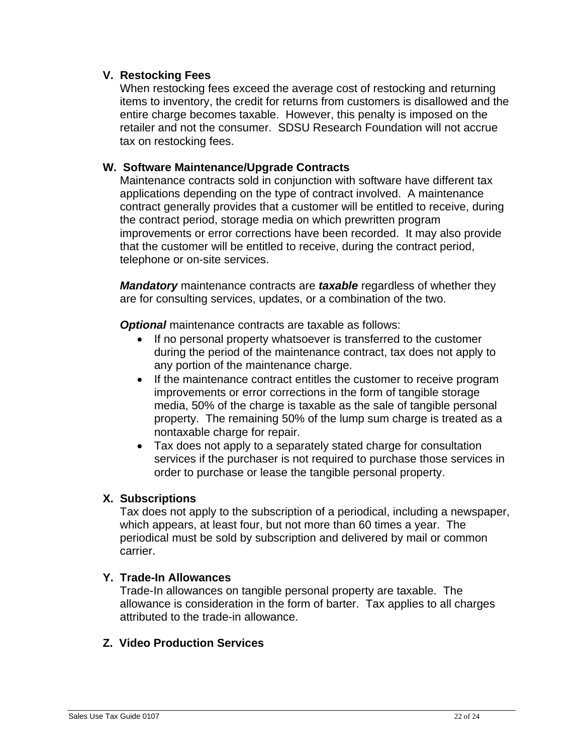### V. Restocking Fees

When restocking fees exceed the average cost of restocking and returning items to inventory, the credit for returns from customers is disallowed and the entire charge becomes taxable. However, this penalty is imposed on the retailer and not the consumer. SDSU Research Foundation will not accrue tax on restocking fees.

### W. Software Maintenance/Upgrade Contracts

Maintenance contracts sold in conjunction with software have different tax applications depending on the type of contract involved. A maintenance contract generally provides that a customer will be entitled to receive, during the contract period, storage media on which prewritten program improvements or error corrections have been recorded. It may also provide that the customer will be entitled to receive, during the contract period, telephone or on-site services.

***Mandatory*** maintenance contracts are ***taxable*** regardless of whether they are for consulting services, updates, or a combination of the two.

***Optional*** maintenance contracts are taxable as follows:

- If no personal property whatsoever is transferred to the customer during the period of the maintenance contract, tax does not apply to any portion of the maintenance charge.
- If the maintenance contract entitles the customer to receive program improvements or error corrections in the form of tangible storage media, 50% of the charge is taxable as the sale of tangible personal property. The remaining 50% of the lump sum charge is treated as a nontaxable charge for repair.
- Tax does not apply to a separately stated charge for consultation services if the purchaser is not required to purchase those services in order to purchase or lease the tangible personal property.

### X. Subscriptions

Tax does not apply to the subscription of a periodical, including a newspaper, which appears, at least four, but not more than 60 times a year. The periodical must be sold by subscription and delivered by mail or common carrier.

### Y. Trade-In Allowances

Trade-In allowances on tangible personal property are taxable. The allowance is consideration in the form of barter. Tax applies to all charges attributed to the trade-in allowance.

### Z. Video Production Services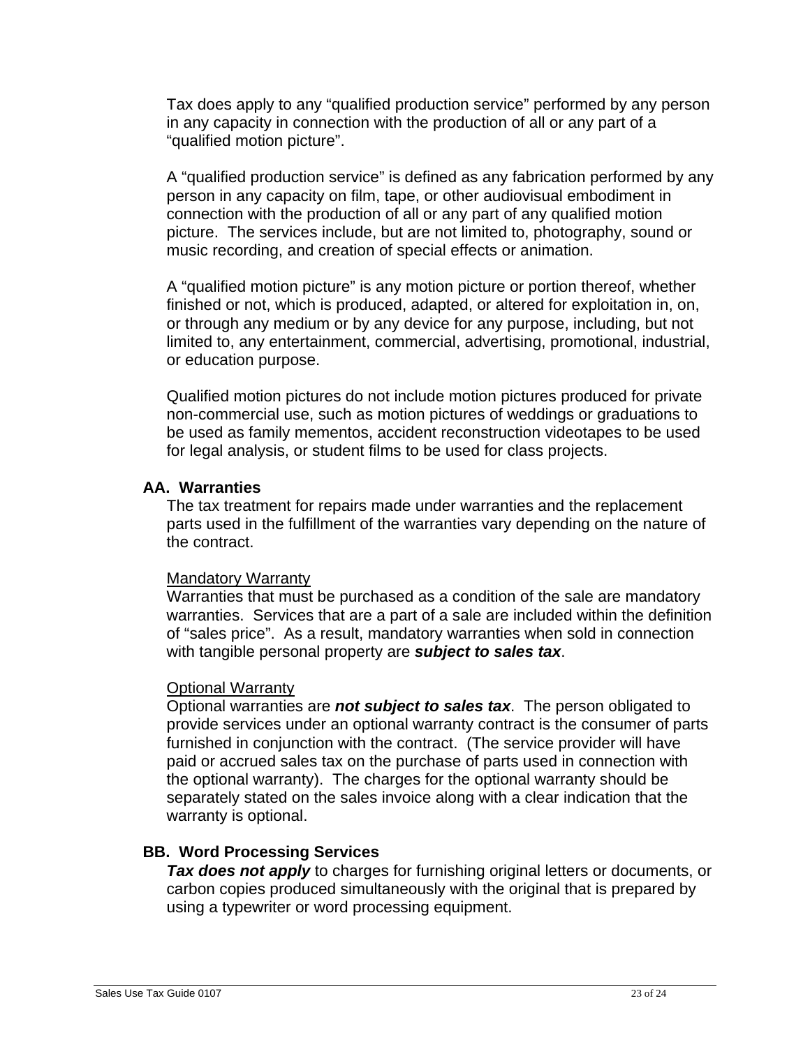Tax does apply to any "qualified production service" performed by any person in any capacity in connection with the production of all or any part of a "qualified motion picture".

A "qualified production service" is defined as any fabrication performed by any person in any capacity on film, tape, or other audiovisual embodiment in connection with the production of all or any part of any qualified motion picture. The services include, but are not limited to, photography, sound or music recording, and creation of special effects or animation.

A "qualified motion picture" is any motion picture or portion thereof, whether finished or not, which is produced, adapted, or altered for exploitation in, on, or through any medium or by any device for any purpose, including, but not limited to, any entertainment, commercial, advertising, promotional, industrial, or education purpose.

Qualified motion pictures do not include motion pictures produced for private non-commercial use, such as motion pictures of weddings or graduations to be used as family mementos, accident reconstruction videotapes to be used for legal analysis, or student films to be used for class projects.

### AA. Warranties

The tax treatment for repairs made under warranties and the replacement parts used in the fulfillment of the warranties vary depending on the nature of the contract.

Mandatory Warranty

Warranties that must be purchased as a condition of the sale are mandatory warranties. Services that are a part of a sale are included within the definition of "sales price". As a result, mandatory warranties when sold in connection with tangible personal property are ***subject to sales tax***.

Optional Warranty

Optional warranties are ***not subject to sales tax***. The person obligated to provide services under an optional warranty contract is the consumer of parts furnished in conjunction with the contract. (The service provider will have paid or accrued sales tax on the purchase of parts used in connection with the optional warranty). The charges for the optional warranty should be separately stated on the sales invoice along with a clear indication that the warranty is optional.

### BB. Word Processing Services

***Tax does not apply*** to charges for furnishing original letters or documents, or carbon copies produced simultaneously with the original that is prepared by using a typewriter or word processing equipment.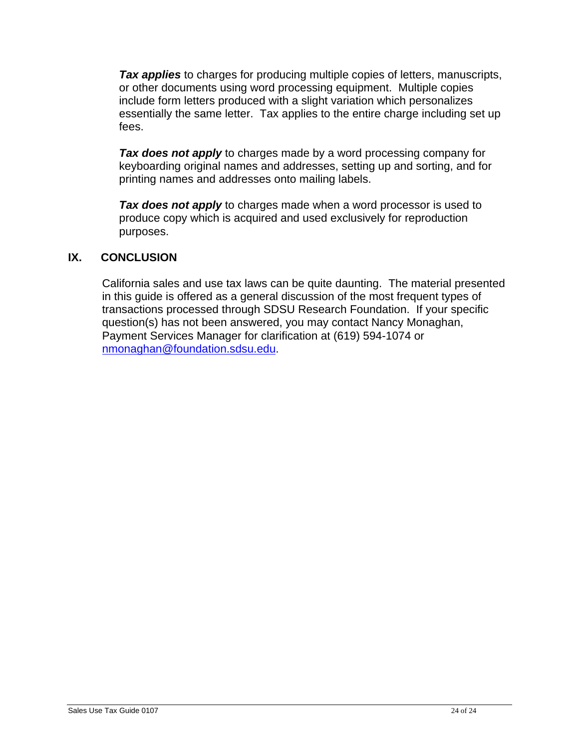***Tax applies*** to charges for producing multiple copies of letters, manuscripts, or other documents using word processing equipment. Multiple copies include form letters produced with a slight variation which personalizes essentially the same letter. Tax applies to the entire charge including set up fees.

***Tax does not apply*** to charges made by a word processing company for keyboarding original names and addresses, setting up and sorting, and for printing names and addresses onto mailing labels.

***Tax does not apply*** to charges made when a word processor is used to produce copy which is acquired and used exclusively for reproduction purposes.

## IX. CONCLUSION

California sales and use tax laws can be quite daunting. The material presented in this guide is offered as a general discussion of the most frequent types of transactions processed through SDSU Research Foundation. If your specific question(s) has not been answered, you may contact Nancy Monaghan, Payment Services Manager for clarification at (619) 594-1074 or nmonaghan@foundation.sdsu.edu.